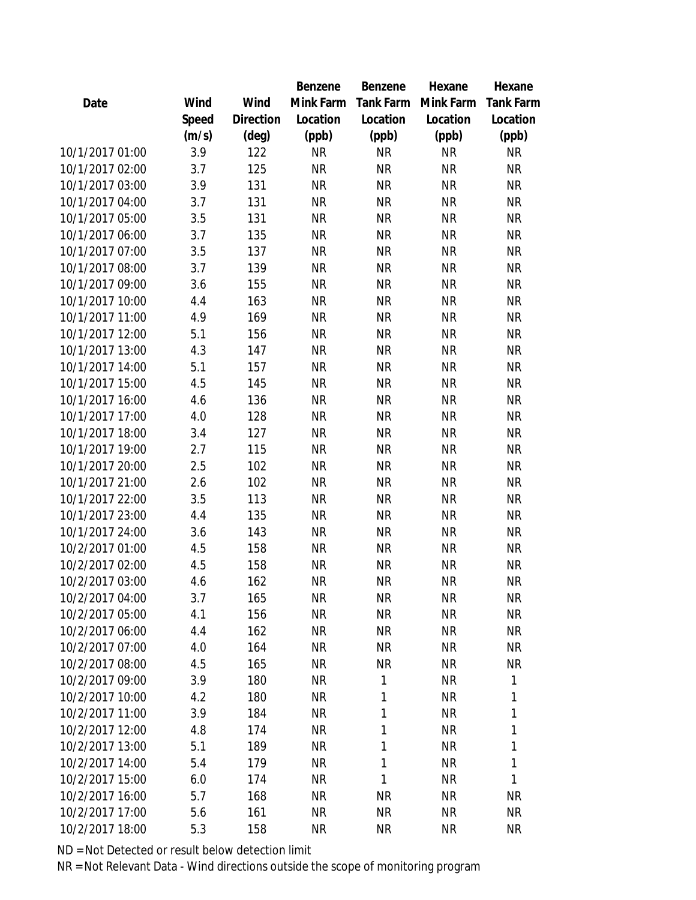| Date | Wind Speed (m/s) | Wind Direction (deg) | Benzene Mink Farm Location (ppb) | Benzene Tank Farm Location (ppb) | Hexane Mink Farm Location (ppb) | Hexane Tank Farm Location (ppb) |
|---|---|---|---|---|---|---|
| 10/1/2017 01:00 | 3.9 | 122 | NR | NR | NR | NR |
| 10/1/2017 02:00 | 3.7 | 125 | NR | NR | NR | NR |
| 10/1/2017 03:00 | 3.9 | 131 | NR | NR | NR | NR |
| 10/1/2017 04:00 | 3.7 | 131 | NR | NR | NR | NR |
| 10/1/2017 05:00 | 3.5 | 131 | NR | NR | NR | NR |
| 10/1/2017 06:00 | 3.7 | 135 | NR | NR | NR | NR |
| 10/1/2017 07:00 | 3.5 | 137 | NR | NR | NR | NR |
| 10/1/2017 08:00 | 3.7 | 139 | NR | NR | NR | NR |
| 10/1/2017 09:00 | 3.6 | 155 | NR | NR | NR | NR |
| 10/1/2017 10:00 | 4.4 | 163 | NR | NR | NR | NR |
| 10/1/2017 11:00 | 4.9 | 169 | NR | NR | NR | NR |
| 10/1/2017 12:00 | 5.1 | 156 | NR | NR | NR | NR |
| 10/1/2017 13:00 | 4.3 | 147 | NR | NR | NR | NR |
| 10/1/2017 14:00 | 5.1 | 157 | NR | NR | NR | NR |
| 10/1/2017 15:00 | 4.5 | 145 | NR | NR | NR | NR |
| 10/1/2017 16:00 | 4.6 | 136 | NR | NR | NR | NR |
| 10/1/2017 17:00 | 4.0 | 128 | NR | NR | NR | NR |
| 10/1/2017 18:00 | 3.4 | 127 | NR | NR | NR | NR |
| 10/1/2017 19:00 | 2.7 | 115 | NR | NR | NR | NR |
| 10/1/2017 20:00 | 2.5 | 102 | NR | NR | NR | NR |
| 10/1/2017 21:00 | 2.6 | 102 | NR | NR | NR | NR |
| 10/1/2017 22:00 | 3.5 | 113 | NR | NR | NR | NR |
| 10/1/2017 23:00 | 4.4 | 135 | NR | NR | NR | NR |
| 10/1/2017 24:00 | 3.6 | 143 | NR | NR | NR | NR |
| 10/2/2017 01:00 | 4.5 | 158 | NR | NR | NR | NR |
| 10/2/2017 02:00 | 4.5 | 158 | NR | NR | NR | NR |
| 10/2/2017 03:00 | 4.6 | 162 | NR | NR | NR | NR |
| 10/2/2017 04:00 | 3.7 | 165 | NR | NR | NR | NR |
| 10/2/2017 05:00 | 4.1 | 156 | NR | NR | NR | NR |
| 10/2/2017 06:00 | 4.4 | 162 | NR | NR | NR | NR |
| 10/2/2017 07:00 | 4.0 | 164 | NR | NR | NR | NR |
| 10/2/2017 08:00 | 4.5 | 165 | NR | NR | NR | NR |
| 10/2/2017 09:00 | 3.9 | 180 | NR | 1 | NR | 1 |
| 10/2/2017 10:00 | 4.2 | 180 | NR | 1 | NR | 1 |
| 10/2/2017 11:00 | 3.9 | 184 | NR | 1 | NR | 1 |
| 10/2/2017 12:00 | 4.8 | 174 | NR | 1 | NR | 1 |
| 10/2/2017 13:00 | 5.1 | 189 | NR | 1 | NR | 1 |
| 10/2/2017 14:00 | 5.4 | 179 | NR | 1 | NR | 1 |
| 10/2/2017 15:00 | 6.0 | 174 | NR | 1 | NR | 1 |
| 10/2/2017 16:00 | 5.7 | 168 | NR | NR | NR | NR |
| 10/2/2017 17:00 | 5.6 | 161 | NR | NR | NR | NR |
| 10/2/2017 18:00 | 5.3 | 158 | NR | NR | NR | NR |

ND = Not Detected or result below detection limit

NR = Not Relevant Data - Wind directions outside the scope of monitoring program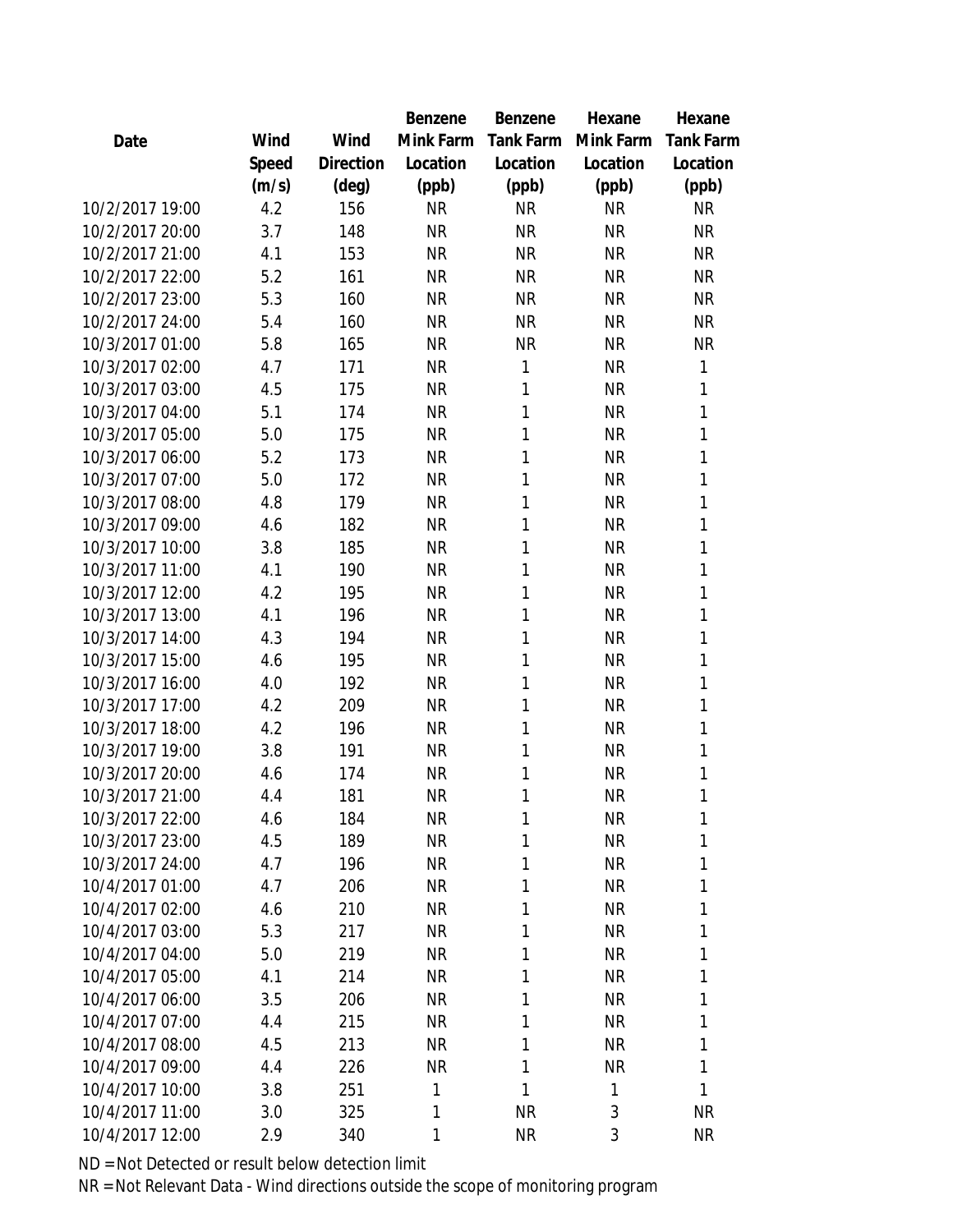| Date | Wind Speed (m/s) | Wind Direction (deg) | Benzene Mink Farm Location (ppb) | Benzene Tank Farm Location (ppb) | Hexane Mink Farm Location (ppb) | Hexane Tank Farm Location (ppb) |
|---|---|---|---|---|---|---|
| 10/2/2017 19:00 | 4.2 | 156 | NR | NR | NR | NR |
| 10/2/2017 20:00 | 3.7 | 148 | NR | NR | NR | NR |
| 10/2/2017 21:00 | 4.1 | 153 | NR | NR | NR | NR |
| 10/2/2017 22:00 | 5.2 | 161 | NR | NR | NR | NR |
| 10/2/2017 23:00 | 5.3 | 160 | NR | NR | NR | NR |
| 10/2/2017 24:00 | 5.4 | 160 | NR | NR | NR | NR |
| 10/3/2017 01:00 | 5.8 | 165 | NR | NR | NR | NR |
| 10/3/2017 02:00 | 4.7 | 171 | NR | 1 | NR | 1 |
| 10/3/2017 03:00 | 4.5 | 175 | NR | 1 | NR | 1 |
| 10/3/2017 04:00 | 5.1 | 174 | NR | 1 | NR | 1 |
| 10/3/2017 05:00 | 5.0 | 175 | NR | 1 | NR | 1 |
| 10/3/2017 06:00 | 5.2 | 173 | NR | 1 | NR | 1 |
| 10/3/2017 07:00 | 5.0 | 172 | NR | 1 | NR | 1 |
| 10/3/2017 08:00 | 4.8 | 179 | NR | 1 | NR | 1 |
| 10/3/2017 09:00 | 4.6 | 182 | NR | 1 | NR | 1 |
| 10/3/2017 10:00 | 3.8 | 185 | NR | 1 | NR | 1 |
| 10/3/2017 11:00 | 4.1 | 190 | NR | 1 | NR | 1 |
| 10/3/2017 12:00 | 4.2 | 195 | NR | 1 | NR | 1 |
| 10/3/2017 13:00 | 4.1 | 196 | NR | 1 | NR | 1 |
| 10/3/2017 14:00 | 4.3 | 194 | NR | 1 | NR | 1 |
| 10/3/2017 15:00 | 4.6 | 195 | NR | 1 | NR | 1 |
| 10/3/2017 16:00 | 4.0 | 192 | NR | 1 | NR | 1 |
| 10/3/2017 17:00 | 4.2 | 209 | NR | 1 | NR | 1 |
| 10/3/2017 18:00 | 4.2 | 196 | NR | 1 | NR | 1 |
| 10/3/2017 19:00 | 3.8 | 191 | NR | 1 | NR | 1 |
| 10/3/2017 20:00 | 4.6 | 174 | NR | 1 | NR | 1 |
| 10/3/2017 21:00 | 4.4 | 181 | NR | 1 | NR | 1 |
| 10/3/2017 22:00 | 4.6 | 184 | NR | 1 | NR | 1 |
| 10/3/2017 23:00 | 4.5 | 189 | NR | 1 | NR | 1 |
| 10/3/2017 24:00 | 4.7 | 196 | NR | 1 | NR | 1 |
| 10/4/2017 01:00 | 4.7 | 206 | NR | 1 | NR | 1 |
| 10/4/2017 02:00 | 4.6 | 210 | NR | 1 | NR | 1 |
| 10/4/2017 03:00 | 5.3 | 217 | NR | 1 | NR | 1 |
| 10/4/2017 04:00 | 5.0 | 219 | NR | 1 | NR | 1 |
| 10/4/2017 05:00 | 4.1 | 214 | NR | 1 | NR | 1 |
| 10/4/2017 06:00 | 3.5 | 206 | NR | 1 | NR | 1 |
| 10/4/2017 07:00 | 4.4 | 215 | NR | 1 | NR | 1 |
| 10/4/2017 08:00 | 4.5 | 213 | NR | 1 | NR | 1 |
| 10/4/2017 09:00 | 4.4 | 226 | NR | 1 | NR | 1 |
| 10/4/2017 10:00 | 3.8 | 251 | 1 | 1 | 1 | 1 |
| 10/4/2017 11:00 | 3.0 | 325 | 1 | NR | 3 | NR |
| 10/4/2017 12:00 | 2.9 | 340 | 1 | NR | 3 | NR |

ND = Not Detected or result below detection limit
NR = Not Relevant Data - Wind directions outside the scope of monitoring program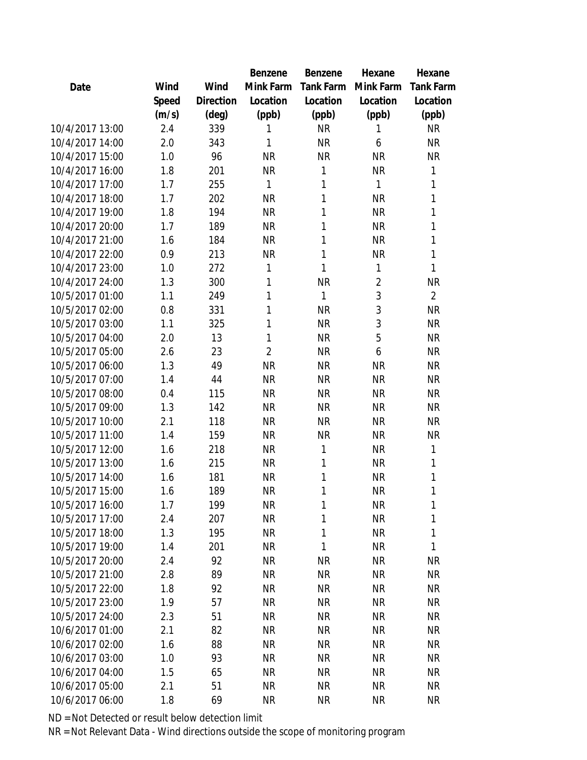| Date | Wind Speed (m/s) | Wind Direction (deg) | Benzene Mink Farm Location (ppb) | Benzene Tank Farm Location (ppb) | Hexane Mink Farm Location (ppb) | Hexane Tank Farm Location (ppb) |
|---|---|---|---|---|---|---|
| 10/4/2017 13:00 | 2.4 | 339 | 1 | NR | 1 | NR |
| 10/4/2017 14:00 | 2.0 | 343 | 1 | NR | 6 | NR |
| 10/4/2017 15:00 | 1.0 | 96 | NR | NR | NR | NR |
| 10/4/2017 16:00 | 1.8 | 201 | NR | 1 | NR | 1 |
| 10/4/2017 17:00 | 1.7 | 255 | 1 | 1 | 1 | 1 |
| 10/4/2017 18:00 | 1.7 | 202 | NR | 1 | NR | 1 |
| 10/4/2017 19:00 | 1.8 | 194 | NR | 1 | NR | 1 |
| 10/4/2017 20:00 | 1.7 | 189 | NR | 1 | NR | 1 |
| 10/4/2017 21:00 | 1.6 | 184 | NR | 1 | NR | 1 |
| 10/4/2017 22:00 | 0.9 | 213 | NR | 1 | NR | 1 |
| 10/4/2017 23:00 | 1.0 | 272 | 1 | 1 | 1 | 1 |
| 10/4/2017 24:00 | 1.3 | 300 | 1 | NR | 2 | NR |
| 10/5/2017 01:00 | 1.1 | 249 | 1 | 1 | 3 | 2 |
| 10/5/2017 02:00 | 0.8 | 331 | 1 | NR | 3 | NR |
| 10/5/2017 03:00 | 1.1 | 325 | 1 | NR | 3 | NR |
| 10/5/2017 04:00 | 2.0 | 13 | 1 | NR | 5 | NR |
| 10/5/2017 05:00 | 2.6 | 23 | 2 | NR | 6 | NR |
| 10/5/2017 06:00 | 1.3 | 49 | NR | NR | NR | NR |
| 10/5/2017 07:00 | 1.4 | 44 | NR | NR | NR | NR |
| 10/5/2017 08:00 | 0.4 | 115 | NR | NR | NR | NR |
| 10/5/2017 09:00 | 1.3 | 142 | NR | NR | NR | NR |
| 10/5/2017 10:00 | 2.1 | 118 | NR | NR | NR | NR |
| 10/5/2017 11:00 | 1.4 | 159 | NR | NR | NR | NR |
| 10/5/2017 12:00 | 1.6 | 218 | NR | 1 | NR | 1 |
| 10/5/2017 13:00 | 1.6 | 215 | NR | 1 | NR | 1 |
| 10/5/2017 14:00 | 1.6 | 181 | NR | 1 | NR | 1 |
| 10/5/2017 15:00 | 1.6 | 189 | NR | 1 | NR | 1 |
| 10/5/2017 16:00 | 1.7 | 199 | NR | 1 | NR | 1 |
| 10/5/2017 17:00 | 2.4 | 207 | NR | 1 | NR | 1 |
| 10/5/2017 18:00 | 1.3 | 195 | NR | 1 | NR | 1 |
| 10/5/2017 19:00 | 1.4 | 201 | NR | 1 | NR | 1 |
| 10/5/2017 20:00 | 2.4 | 92 | NR | NR | NR | NR |
| 10/5/2017 21:00 | 2.8 | 89 | NR | NR | NR | NR |
| 10/5/2017 22:00 | 1.8 | 92 | NR | NR | NR | NR |
| 10/5/2017 23:00 | 1.9 | 57 | NR | NR | NR | NR |
| 10/5/2017 24:00 | 2.3 | 51 | NR | NR | NR | NR |
| 10/6/2017 01:00 | 2.1 | 82 | NR | NR | NR | NR |
| 10/6/2017 02:00 | 1.6 | 88 | NR | NR | NR | NR |
| 10/6/2017 03:00 | 1.0 | 93 | NR | NR | NR | NR |
| 10/6/2017 04:00 | 1.5 | 65 | NR | NR | NR | NR |
| 10/6/2017 05:00 | 2.1 | 51 | NR | NR | NR | NR |
| 10/6/2017 06:00 | 1.8 | 69 | NR | NR | NR | NR |

ND = Not Detected or result below detection limit

NR = Not Relevant Data - Wind directions outside the scope of monitoring program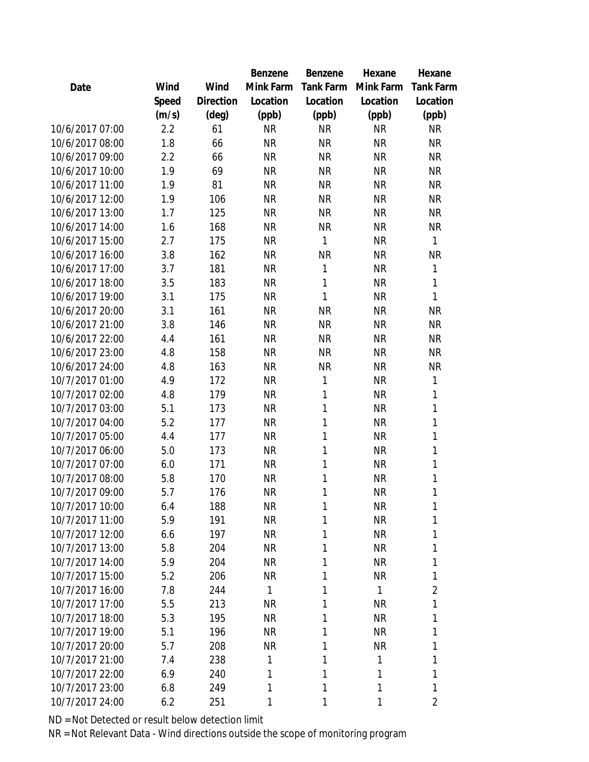| Date | Wind Speed (m/s) | Wind Direction (deg) | Benzene Mink Farm Location (ppb) | Benzene Tank Farm Location (ppb) | Hexane Mink Farm Location (ppb) | Hexane Tank Farm Location (ppb) |
|---|---|---|---|---|---|---|
| 10/6/2017 07:00 | 2.2 | 61 | NR | NR | NR | NR |
| 10/6/2017 08:00 | 1.8 | 66 | NR | NR | NR | NR |
| 10/6/2017 09:00 | 2.2 | 66 | NR | NR | NR | NR |
| 10/6/2017 10:00 | 1.9 | 69 | NR | NR | NR | NR |
| 10/6/2017 11:00 | 1.9 | 81 | NR | NR | NR | NR |
| 10/6/2017 12:00 | 1.9 | 106 | NR | NR | NR | NR |
| 10/6/2017 13:00 | 1.7 | 125 | NR | NR | NR | NR |
| 10/6/2017 14:00 | 1.6 | 168 | NR | NR | NR | NR |
| 10/6/2017 15:00 | 2.7 | 175 | NR | 1 | NR | 1 |
| 10/6/2017 16:00 | 3.8 | 162 | NR | NR | NR | NR |
| 10/6/2017 17:00 | 3.7 | 181 | NR | 1 | NR | 1 |
| 10/6/2017 18:00 | 3.5 | 183 | NR | 1 | NR | 1 |
| 10/6/2017 19:00 | 3.1 | 175 | NR | 1 | NR | 1 |
| 10/6/2017 20:00 | 3.1 | 161 | NR | NR | NR | NR |
| 10/6/2017 21:00 | 3.8 | 146 | NR | NR | NR | NR |
| 10/6/2017 22:00 | 4.4 | 161 | NR | NR | NR | NR |
| 10/6/2017 23:00 | 4.8 | 158 | NR | NR | NR | NR |
| 10/6/2017 24:00 | 4.8 | 163 | NR | NR | NR | NR |
| 10/7/2017 01:00 | 4.9 | 172 | NR | 1 | NR | 1 |
| 10/7/2017 02:00 | 4.8 | 179 | NR | 1 | NR | 1 |
| 10/7/2017 03:00 | 5.1 | 173 | NR | 1 | NR | 1 |
| 10/7/2017 04:00 | 5.2 | 177 | NR | 1 | NR | 1 |
| 10/7/2017 05:00 | 4.4 | 177 | NR | 1 | NR | 1 |
| 10/7/2017 06:00 | 5.0 | 173 | NR | 1 | NR | 1 |
| 10/7/2017 07:00 | 6.0 | 171 | NR | 1 | NR | 1 |
| 10/7/2017 08:00 | 5.8 | 170 | NR | 1 | NR | 1 |
| 10/7/2017 09:00 | 5.7 | 176 | NR | 1 | NR | 1 |
| 10/7/2017 10:00 | 6.4 | 188 | NR | 1 | NR | 1 |
| 10/7/2017 11:00 | 5.9 | 191 | NR | 1 | NR | 1 |
| 10/7/2017 12:00 | 6.6 | 197 | NR | 1 | NR | 1 |
| 10/7/2017 13:00 | 5.8 | 204 | NR | 1 | NR | 1 |
| 10/7/2017 14:00 | 5.9 | 204 | NR | 1 | NR | 1 |
| 10/7/2017 15:00 | 5.2 | 206 | NR | 1 | NR | 1 |
| 10/7/2017 16:00 | 7.8 | 244 | 1 | 1 | 1 | 2 |
| 10/7/2017 17:00 | 5.5 | 213 | NR | 1 | NR | 1 |
| 10/7/2017 18:00 | 5.3 | 195 | NR | 1 | NR | 1 |
| 10/7/2017 19:00 | 5.1 | 196 | NR | 1 | NR | 1 |
| 10/7/2017 20:00 | 5.7 | 208 | NR | 1 | NR | 1 |
| 10/7/2017 21:00 | 7.4 | 238 | 1 | 1 | 1 | 1 |
| 10/7/2017 22:00 | 6.9 | 240 | 1 | 1 | 1 | 1 |
| 10/7/2017 23:00 | 6.8 | 249 | 1 | 1 | 1 | 1 |
| 10/7/2017 24:00 | 6.2 | 251 | 1 | 1 | 1 | 2 |

ND = Not Detected or result below detection limit

NR = Not Relevant Data - Wind directions outside the scope of monitoring program